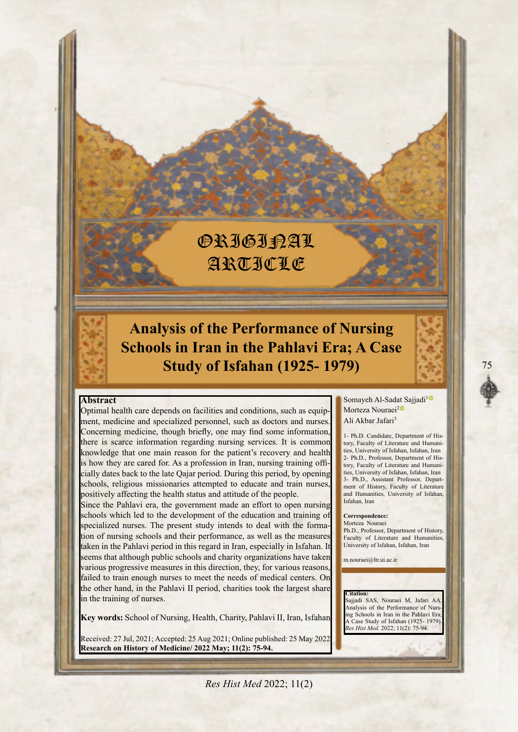ORIGINAL ARTICLE

# Analysis of the Performance of Nursing Schools in Iran in the Pahlavi Era; A Case Study of Isfahan (1925- 1979)

Somayeh Al-Sadat Sajjadi[1]
Morteza Nouraei[2]
Ali Akbar Jafari[3]

1- Ph.D. Candidate, Department of History, Faculty of Literature and Humanities, University of Isfahan, Isfahan, Iran
2- Ph.D., Professor, Department of History, Faculty of Literature and Humanities, University of Isfahan, Isfahan, Iran
3- Ph.D., Assistant Professor, Department of History, Faculty of Literature and Humanities, University of Isfahan, Isfahan, Iran

**Correspondence:**
Morteza Nouraei
Ph.D., Professor, Department of History, Faculty of Literature and Humanities, University of Isfahan, Isfahan, Iran

m.nouraei@ltr.ui.ac.ir

**Citation:**
Sajjadi SAS, Nouraei M, Jafari AA. Analysis of the Performance of Nursing Schools in Iran in the Pahlavi Era; A Case Study of Isfahan (1925- 1979). *Res Hist Med*. 2022; 11(2): 75-94.

## Abstract

Optimal health care depends on facilities and conditions, such as equipment, medicine and specialized personnel, such as doctors and nurses. Concerning medicine, though briefly, one may find some information, there is scarce information regarding nursing services. It is common knowledge that one main reason for the patient's recovery and health is how they are cared for. As a profession in Iran, nursing training officially dates back to the late Qajar period. During this period, by opening schools, religious missionaries attempted to educate and train nurses, positively affecting the health status and attitude of the people.

Since the Pahlavi era, the government made an effort to open nursing schools which led to the development of the education and training of specialized nurses. The present study intends to deal with the formation of nursing schools and their performance, as well as the measures taken in the Pahlavi period in this regard in Iran, especially in Isfahan. It seems that although public schools and charity organizations have taken various progressive measures in this direction, they, for various reasons, failed to train enough nurses to meet the needs of medical centers. On the other hand, in the Pahlavi II period, charities took the largest share in the training of nurses.

**Key words:** School of Nursing, Health, Charity, Pahlavi II, Iran, Isfahan

Received: 27 Jul, 2021; Accepted: 25 Aug 2021; Online published: 25 May 2022
**Research on History of Medicine/ 2022 May; 11(2): 75-94.**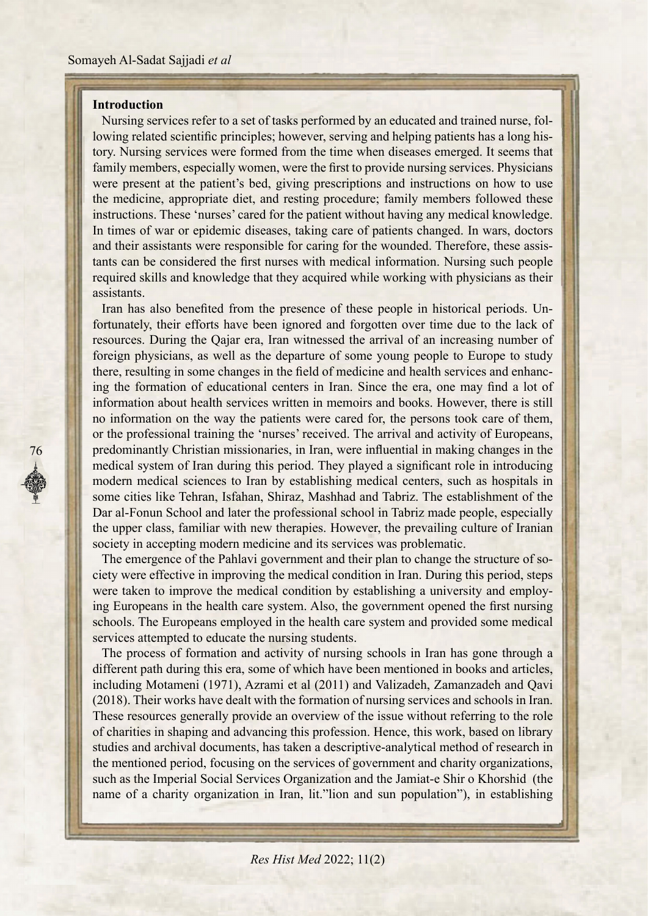## Introduction

Nursing services refer to a set of tasks performed by an educated and trained nurse, following related scientific principles; however, serving and helping patients has a long history. Nursing services were formed from the time when diseases emerged. It seems that family members, especially women, were the first to provide nursing services. Physicians were present at the patient's bed, giving prescriptions and instructions on how to use the medicine, appropriate diet, and resting procedure; family members followed these instructions. These 'nurses' cared for the patient without having any medical knowledge. In times of war or epidemic diseases, taking care of patients changed. In wars, doctors and their assistants were responsible for caring for the wounded. Therefore, these assistants can be considered the first nurses with medical information. Nursing such people required skills and knowledge that they acquired while working with physicians as their assistants.

Iran has also benefited from the presence of these people in historical periods. Unfortunately, their efforts have been ignored and forgotten over time due to the lack of resources. During the Qajar era, Iran witnessed the arrival of an increasing number of foreign physicians, as well as the departure of some young people to Europe to study there, resulting in some changes in the field of medicine and health services and enhancing the formation of educational centers in Iran. Since the era, one may find a lot of information about health services written in memoirs and books. However, there is still no information on the way the patients were cared for, the persons took care of them, or the professional training the 'nurses' received. The arrival and activity of Europeans, predominantly Christian missionaries, in Iran, were influential in making changes in the medical system of Iran during this period. They played a significant role in introducing modern medical sciences to Iran by establishing medical centers, such as hospitals in some cities like Tehran, Isfahan, Shiraz, Mashhad and Tabriz. The establishment of the Dar al-Fonun School and later the professional school in Tabriz made people, especially the upper class, familiar with new therapies. However, the prevailing culture of Iranian society in accepting modern medicine and its services was problematic.

The emergence of the Pahlavi government and their plan to change the structure of society were effective in improving the medical condition in Iran. During this period, steps were taken to improve the medical condition by establishing a university and employing Europeans in the health care system. Also, the government opened the first nursing schools. The Europeans employed in the health care system and provided some medical services attempted to educate the nursing students.

The process of formation and activity of nursing schools in Iran has gone through a different path during this era, some of which have been mentioned in books and articles, including Motameni (1971), Azrami et al (2011) and Valizadeh, Zamanzadeh and Qavi (2018). Their works have dealt with the formation of nursing services and schools in Iran. These resources generally provide an overview of the issue without referring to the role of charities in shaping and advancing this profession. Hence, this work, based on library studies and archival documents, has taken a descriptive-analytical method of research in the mentioned period, focusing on the services of government and charity organizations, such as the Imperial Social Services Organization and the Jamiat-e Shir o Khorshid (the name of a charity organization in Iran, lit."lion and sun population"), in establishing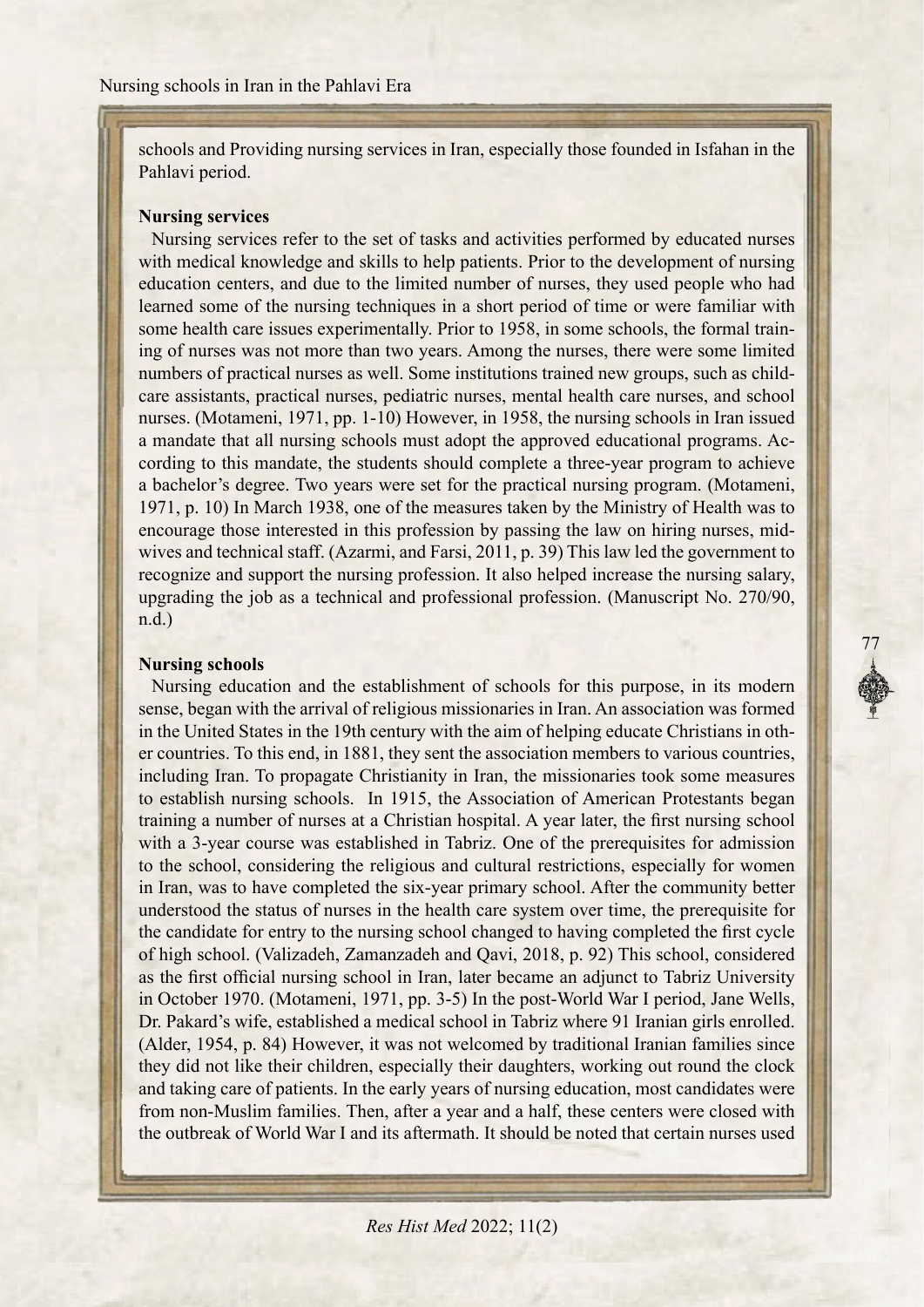schools and Providing nursing services in Iran, especially those founded in Isfahan in the Pahlavi period.

### Nursing services

Nursing services refer to the set of tasks and activities performed by educated nurses with medical knowledge and skills to help patients. Prior to the development of nursing education centers, and due to the limited number of nurses, they used people who had learned some of the nursing techniques in a short period of time or were familiar with some health care issues experimentally. Prior to 1958, in some schools, the formal training of nurses was not more than two years. Among the nurses, there were some limited numbers of practical nurses as well. Some institutions trained new groups, such as childcare assistants, practical nurses, pediatric nurses, mental health care nurses, and school nurses. (Motameni, 1971, pp. 1-10) However, in 1958, the nursing schools in Iran issued a mandate that all nursing schools must adopt the approved educational programs. According to this mandate, the students should complete a three-year program to achieve a bachelor's degree. Two years were set for the practical nursing program. (Motameni, 1971, p. 10) In March 1938, one of the measures taken by the Ministry of Health was to encourage those interested in this profession by passing the law on hiring nurses, midwives and technical staff. (Azarmi, and Farsi, 2011, p. 39) This law led the government to recognize and support the nursing profession. It also helped increase the nursing salary, upgrading the job as a technical and professional profession. (Manuscript No. 270/90, n.d.)

### Nursing schools

Nursing education and the establishment of schools for this purpose, in its modern sense, began with the arrival of religious missionaries in Iran. An association was formed in the United States in the 19th century with the aim of helping educate Christians in other countries. To this end, in 1881, they sent the association members to various countries, including Iran. To propagate Christianity in Iran, the missionaries took some measures to establish nursing schools. In 1915, the Association of American Protestants began training a number of nurses at a Christian hospital. A year later, the first nursing school with a 3-year course was established in Tabriz. One of the prerequisites for admission to the school, considering the religious and cultural restrictions, especially for women in Iran, was to have completed the six-year primary school. After the community better understood the status of nurses in the health care system over time, the prerequisite for the candidate for entry to the nursing school changed to having completed the first cycle of high school. (Valizadeh, Zamanzadeh and Qavi, 2018, p. 92) This school, considered as the first official nursing school in Iran, later became an adjunct to Tabriz University in October 1970. (Motameni, 1971, pp. 3-5) In the post-World War I period, Jane Wells, Dr. Pakard's wife, established a medical school in Tabriz where 91 Iranian girls enrolled. (Alder, 1954, p. 84) However, it was not welcomed by traditional Iranian families since they did not like their children, especially their daughters, working out round the clock and taking care of patients. In the early years of nursing education, most candidates were from non-Muslim families. Then, after a year and a half, these centers were closed with the outbreak of World War I and its aftermath. It should be noted that certain nurses used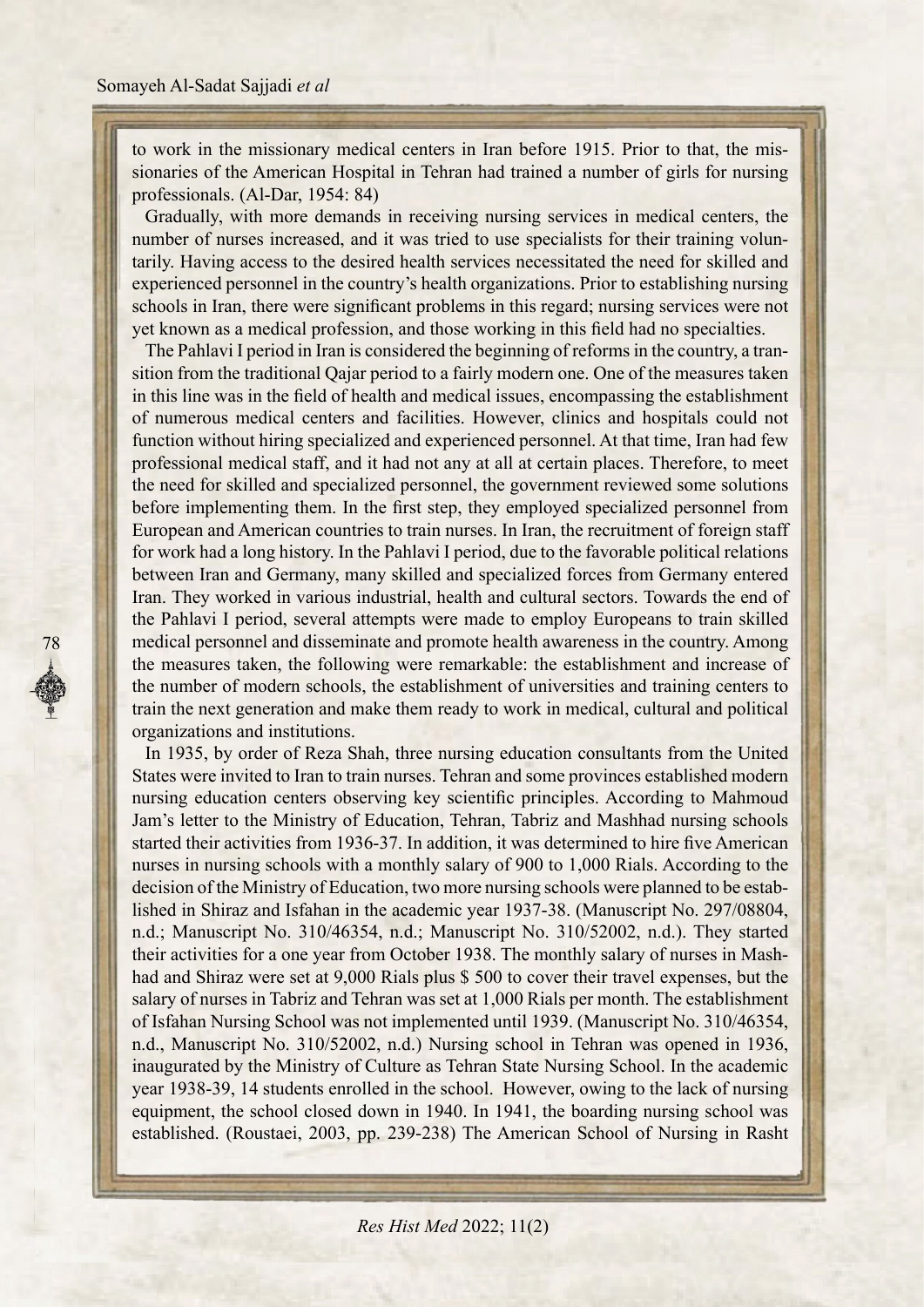to work in the missionary medical centers in Iran before 1915. Prior to that, the missionaries of the American Hospital in Tehran had trained a number of girls for nursing professionals. (Al-Dar, 1954: 84)

Gradually, with more demands in receiving nursing services in medical centers, the number of nurses increased, and it was tried to use specialists for their training voluntarily. Having access to the desired health services necessitated the need for skilled and experienced personnel in the country's health organizations. Prior to establishing nursing schools in Iran, there were significant problems in this regard; nursing services were not yet known as a medical profession, and those working in this field had no specialties.

The Pahlavi I period in Iran is considered the beginning of reforms in the country, a transition from the traditional Qajar period to a fairly modern one. One of the measures taken in this line was in the field of health and medical issues, encompassing the establishment of numerous medical centers and facilities. However, clinics and hospitals could not function without hiring specialized and experienced personnel. At that time, Iran had few professional medical staff, and it had not any at all at certain places. Therefore, to meet the need for skilled and specialized personnel, the government reviewed some solutions before implementing them. In the first step, they employed specialized personnel from European and American countries to train nurses. In Iran, the recruitment of foreign staff for work had a long history. In the Pahlavi I period, due to the favorable political relations between Iran and Germany, many skilled and specialized forces from Germany entered Iran. They worked in various industrial, health and cultural sectors. Towards the end of the Pahlavi I period, several attempts were made to employ Europeans to train skilled medical personnel and disseminate and promote health awareness in the country. Among the measures taken, the following were remarkable: the establishment and increase of the number of modern schools, the establishment of universities and training centers to train the next generation and make them ready to work in medical, cultural and political organizations and institutions.

In 1935, by order of Reza Shah, three nursing education consultants from the United States were invited to Iran to train nurses. Tehran and some provinces established modern nursing education centers observing key scientific principles. According to Mahmoud Jam's letter to the Ministry of Education, Tehran, Tabriz and Mashhad nursing schools started their activities from 1936-37. In addition, it was determined to hire five American nurses in nursing schools with a monthly salary of 900 to 1,000 Rials. According to the decision of the Ministry of Education, two more nursing schools were planned to be established in Shiraz and Isfahan in the academic year 1937-38. (Manuscript No. 297/08804, n.d.; Manuscript No. 310/46354, n.d.; Manuscript No. 310/52002, n.d.). They started their activities for a one year from October 1938. The monthly salary of nurses in Mashhad and Shiraz were set at 9,000 Rials plus $ 500 to cover their travel expenses, but the salary of nurses in Tabriz and Tehran was set at 1,000 Rials per month. The establishment of Isfahan Nursing School was not implemented until 1939. (Manuscript No. 310/46354, n.d., Manuscript No. 310/52002, n.d.) Nursing school in Tehran was opened in 1936, inaugurated by the Ministry of Culture as Tehran State Nursing School. In the academic year 1938-39, 14 students enrolled in the school. However, owing to the lack of nursing equipment, the school closed down in 1940. In 1941, the boarding nursing school was established. (Roustaei, 2003, pp. 239-238) The American School of Nursing in Rasht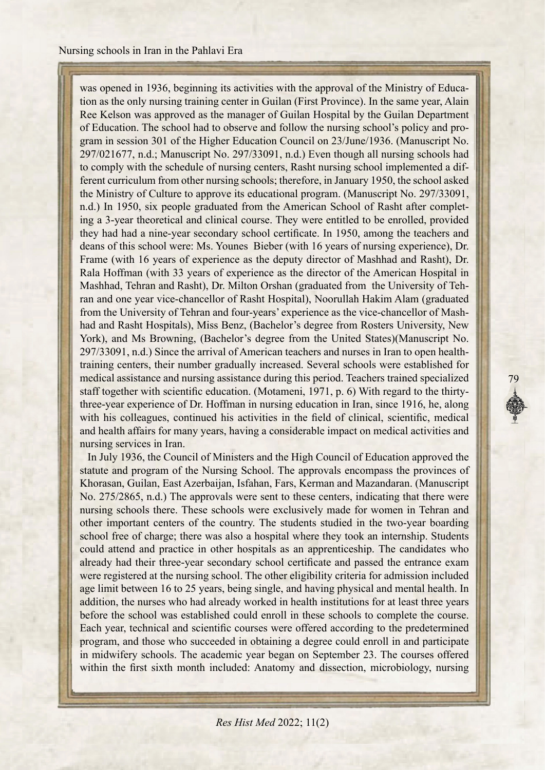was opened in 1936, beginning its activities with the approval of the Ministry of Education as the only nursing training center in Guilan (First Province). In the same year, Alain Ree Kelson was approved as the manager of Guilan Hospital by the Guilan Department of Education. The school had to observe and follow the nursing school's policy and program in session 301 of the Higher Education Council on 23/June/1936. (Manuscript No. 297/021677, n.d.; Manuscript No. 297/33091, n.d.) Even though all nursing schools had to comply with the schedule of nursing centers, Rasht nursing school implemented a different curriculum from other nursing schools; therefore, in January 1950, the school asked the Ministry of Culture to approve its educational program. (Manuscript No. 297/33091, n.d.) In 1950, six people graduated from the American School of Rasht after completing a 3-year theoretical and clinical course. They were entitled to be enrolled, provided they had had a nine-year secondary school certificate. In 1950, among the teachers and deans of this school were: Ms. Younes Bieber (with 16 years of nursing experience), Dr. Frame (with 16 years of experience as the deputy director of Mashhad and Rasht), Dr. Rala Hoffman (with 33 years of experience as the director of the American Hospital in Mashhad, Tehran and Rasht), Dr. Milton Orshan (graduated from the University of Tehran and one year vice-chancellor of Rasht Hospital), Noorullah Hakim Alam (graduated from the University of Tehran and four-years' experience as the vice-chancellor of Mashhad and Rasht Hospitals), Miss Benz, (Bachelor's degree from Rosters University, New York), and Ms Browning, (Bachelor's degree from the United States)(Manuscript No. 297/33091, n.d.) Since the arrival of American teachers and nurses in Iran to open health-training centers, their number gradually increased. Several schools were established for medical assistance and nursing assistance during this period. Teachers trained specialized staff together with scientific education. (Motameni, 1971, p. 6) With regard to the thirty-three-year experience of Dr. Hoffman in nursing education in Iran, since 1916, he, along with his colleagues, continued his activities in the field of clinical, scientific, medical and health affairs for many years, having a considerable impact on medical activities and nursing services in Iran.

In July 1936, the Council of Ministers and the High Council of Education approved the statute and program of the Nursing School. The approvals encompass the provinces of Khorasan, Guilan, East Azerbaijan, Isfahan, Fars, Kerman and Mazandaran. (Manuscript No. 275/2865, n.d.) The approvals were sent to these centers, indicating that there were nursing schools there. These schools were exclusively made for women in Tehran and other important centers of the country. The students studied in the two-year boarding school free of charge; there was also a hospital where they took an internship. Students could attend and practice in other hospitals as an apprenticeship. The candidates who already had their three-year secondary school certificate and passed the entrance exam were registered at the nursing school. The other eligibility criteria for admission included age limit between 16 to 25 years, being single, and having physical and mental health. In addition, the nurses who had already worked in health institutions for at least three years before the school was established could enroll in these schools to complete the course. Each year, technical and scientific courses were offered according to the predetermined program, and those who succeeded in obtaining a degree could enroll in and participate in midwifery schools. The academic year began on September 23. The courses offered within the first sixth month included: Anatomy and dissection, microbiology, nursing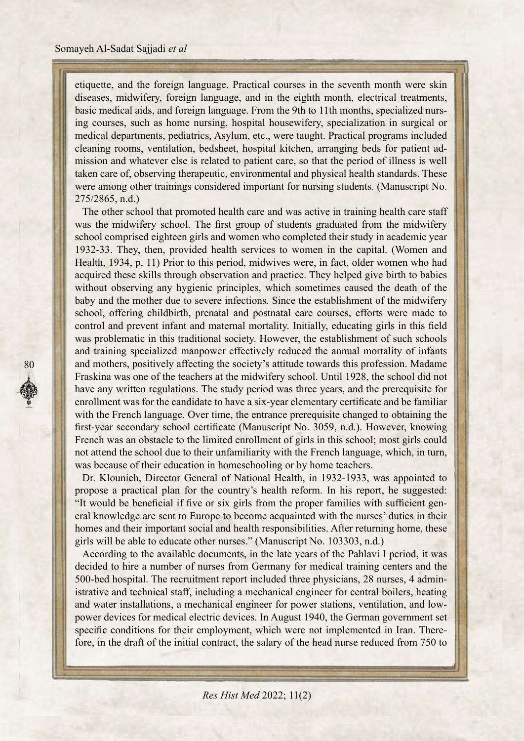etiquette, and the foreign language. Practical courses in the seventh month were skin diseases, midwifery, foreign language, and in the eighth month, electrical treatments, basic medical aids, and foreign language. From the 9th to 11th months, specialized nursing courses, such as home nursing, hospital housewifery, specialization in surgical or medical departments, pediatrics, Asylum, etc., were taught. Practical programs included cleaning rooms, ventilation, bedsheet, hospital kitchen, arranging beds for patient admission and whatever else is related to patient care, so that the period of illness is well taken care of, observing therapeutic, environmental and physical health standards. These were among other trainings considered important for nursing students. (Manuscript No. 275/2865, n.d.)

The other school that promoted health care and was active in training health care staff was the midwifery school. The first group of students graduated from the midwifery school comprised eighteen girls and women who completed their study in academic year 1932-33. They, then, provided health services to women in the capital. (Women and Health, 1934, p. 11) Prior to this period, midwives were, in fact, older women who had acquired these skills through observation and practice. They helped give birth to babies without observing any hygienic principles, which sometimes caused the death of the baby and the mother due to severe infections. Since the establishment of the midwifery school, offering childbirth, prenatal and postnatal care courses, efforts were made to control and prevent infant and maternal mortality. Initially, educating girls in this field was problematic in this traditional society. However, the establishment of such schools and training specialized manpower effectively reduced the annual mortality of infants and mothers, positively affecting the society's attitude towards this profession. Madame Fraskina was one of the teachers at the midwifery school. Until 1928, the school did not have any written regulations. The study period was three years, and the prerequisite for enrollment was for the candidate to have a six-year elementary certificate and be familiar with the French language. Over time, the entrance prerequisite changed to obtaining the first-year secondary school certificate (Manuscript No. 3059, n.d.). However, knowing French was an obstacle to the limited enrollment of girls in this school; most girls could not attend the school due to their unfamiliarity with the French language, which, in turn, was because of their education in homeschooling or by home teachers.

Dr. Klounieh, Director General of National Health, in 1932-1933, was appointed to propose a practical plan for the country's health reform. In his report, he suggested: "It would be beneficial if five or six girls from the proper families with sufficient general knowledge are sent to Europe to become acquainted with the nurses' duties in their homes and their important social and health responsibilities. After returning home, these girls will be able to educate other nurses." (Manuscript No. 103303, n.d.)

According to the available documents, in the late years of the Pahlavi I period, it was decided to hire a number of nurses from Germany for medical training centers and the 500-bed hospital. The recruitment report included three physicians, 28 nurses, 4 administrative and technical staff, including a mechanical engineer for central boilers, heating and water installations, a mechanical engineer for power stations, ventilation, and low-power devices for medical electric devices. In August 1940, the German government set specific conditions for their employment, which were not implemented in Iran. Therefore, in the draft of the initial contract, the salary of the head nurse reduced from 750 to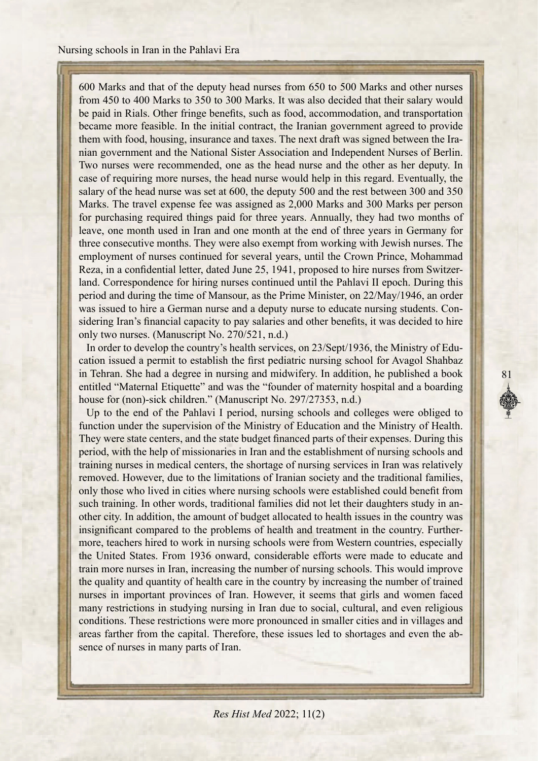600 Marks and that of the deputy head nurses from 650 to 500 Marks and other nurses from 450 to 400 Marks to 350 to 300 Marks. It was also decided that their salary would be paid in Rials. Other fringe benefits, such as food, accommodation, and transportation became more feasible. In the initial contract, the Iranian government agreed to provide them with food, housing, insurance and taxes. The next draft was signed between the Iranian government and the National Sister Association and Independent Nurses of Berlin. Two nurses were recommended, one as the head nurse and the other as her deputy. In case of requiring more nurses, the head nurse would help in this regard. Eventually, the salary of the head nurse was set at 600, the deputy 500 and the rest between 300 and 350 Marks. The travel expense fee was assigned as 2,000 Marks and 300 Marks per person for purchasing required things paid for three years. Annually, they had two months of leave, one month used in Iran and one month at the end of three years in Germany for three consecutive months. They were also exempt from working with Jewish nurses. The employment of nurses continued for several years, until the Crown Prince, Mohammad Reza, in a confidential letter, dated June 25, 1941, proposed to hire nurses from Switzerland. Correspondence for hiring nurses continued until the Pahlavi II epoch. During this period and during the time of Mansour, as the Prime Minister, on 22/May/1946, an order was issued to hire a German nurse and a deputy nurse to educate nursing students. Considering Iran's financial capacity to pay salaries and other benefits, it was decided to hire only two nurses. (Manuscript No. 270/521, n.d.)

In order to develop the country's health services, on 23/Sept/1936, the Ministry of Education issued a permit to establish the first pediatric nursing school for Avagol Shahbaz in Tehran. She had a degree in nursing and midwifery. In addition, he published a book entitled "Maternal Etiquette" and was the "founder of maternity hospital and a boarding house for (non)-sick children." (Manuscript No. 297/27353, n.d.)

Up to the end of the Pahlavi I period, nursing schools and colleges were obliged to function under the supervision of the Ministry of Education and the Ministry of Health. They were state centers, and the state budget financed parts of their expenses. During this period, with the help of missionaries in Iran and the establishment of nursing schools and training nurses in medical centers, the shortage of nursing services in Iran was relatively removed. However, due to the limitations of Iranian society and the traditional families, only those who lived in cities where nursing schools were established could benefit from such training. In other words, traditional families did not let their daughters study in another city. In addition, the amount of budget allocated to health issues in the country was insignificant compared to the problems of health and treatment in the country. Furthermore, teachers hired to work in nursing schools were from Western countries, especially the United States. From 1936 onward, considerable efforts were made to educate and train more nurses in Iran, increasing the number of nursing schools. This would improve the quality and quantity of health care in the country by increasing the number of trained nurses in important provinces of Iran. However, it seems that girls and women faced many restrictions in studying nursing in Iran due to social, cultural, and even religious conditions. These restrictions were more pronounced in smaller cities and in villages and areas farther from the capital. Therefore, these issues led to shortages and even the absence of nurses in many parts of Iran.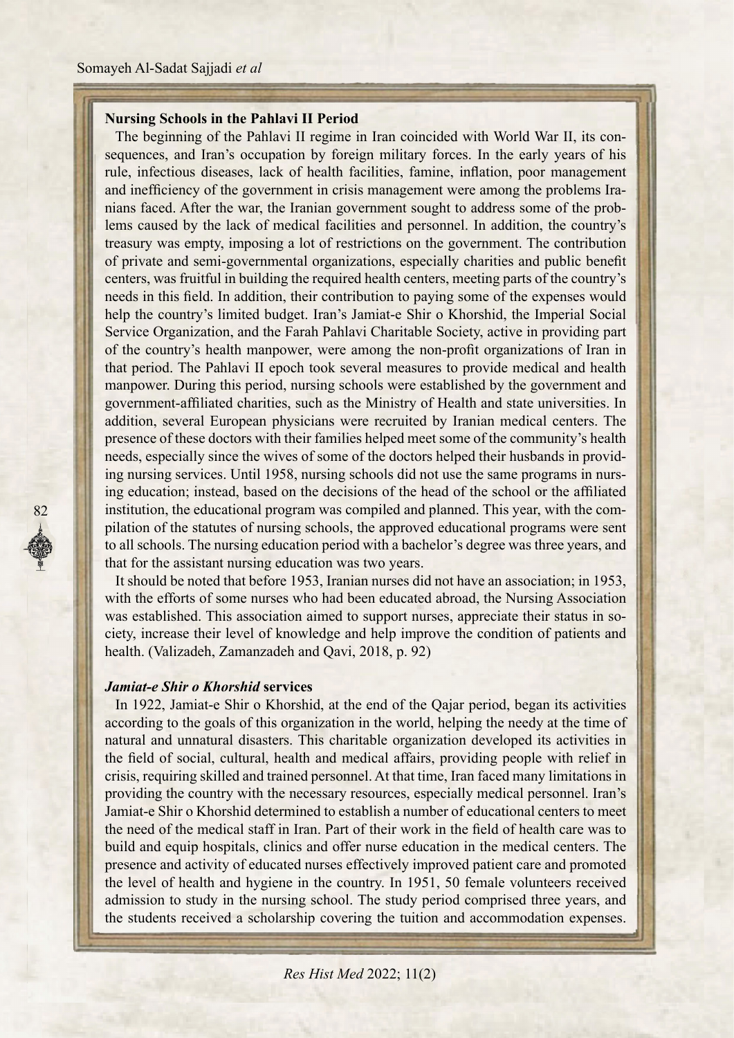### Nursing Schools in the Pahlavi II Period

The beginning of the Pahlavi II regime in Iran coincided with World War II, its consequences, and Iran's occupation by foreign military forces. In the early years of his rule, infectious diseases, lack of health facilities, famine, inflation, poor management and inefficiency of the government in crisis management were among the problems Iranians faced. After the war, the Iranian government sought to address some of the problems caused by the lack of medical facilities and personnel. In addition, the country's treasury was empty, imposing a lot of restrictions on the government. The contribution of private and semi-governmental organizations, especially charities and public benefit centers, was fruitful in building the required health centers, meeting parts of the country's needs in this field. In addition, their contribution to paying some of the expenses would help the country's limited budget. Iran's Jamiat-e Shir o Khorshid, the Imperial Social Service Organization, and the Farah Pahlavi Charitable Society, active in providing part of the country's health manpower, were among the non-profit organizations of Iran in that period. The Pahlavi II epoch took several measures to provide medical and health manpower. During this period, nursing schools were established by the government and government-affiliated charities, such as the Ministry of Health and state universities. In addition, several European physicians were recruited by Iranian medical centers. The presence of these doctors with their families helped meet some of the community's health needs, especially since the wives of some of the doctors helped their husbands in providing nursing services. Until 1958, nursing schools did not use the same programs in nursing education; instead, based on the decisions of the head of the school or the affiliated institution, the educational program was compiled and planned. This year, with the compilation of the statutes of nursing schools, the approved educational programs were sent to all schools. The nursing education period with a bachelor's degree was three years, and that for the assistant nursing education was two years.

It should be noted that before 1953, Iranian nurses did not have an association; in 1953, with the efforts of some nurses who had been educated abroad, the Nursing Association was established. This association aimed to support nurses, appreciate their status in society, increase their level of knowledge and help improve the condition of patients and health. (Valizadeh, Zamanzadeh and Qavi, 2018, p. 92)

### *Jamiat-e Shir o Khorshid* services

In 1922, Jamiat-e Shir o Khorshid, at the end of the Qajar period, began its activities according to the goals of this organization in the world, helping the needy at the time of natural and unnatural disasters. This charitable organization developed its activities in the field of social, cultural, health and medical affairs, providing people with relief in crisis, requiring skilled and trained personnel. At that time, Iran faced many limitations in providing the country with the necessary resources, especially medical personnel. Iran's Jamiat-e Shir o Khorshid determined to establish a number of educational centers to meet the need of the medical staff in Iran. Part of their work in the field of health care was to build and equip hospitals, clinics and offer nurse education in the medical centers. The presence and activity of educated nurses effectively improved patient care and promoted the level of health and hygiene in the country. In 1951, 50 female volunteers received admission to study in the nursing school. The study period comprised three years, and the students received a scholarship covering the tuition and accommodation expenses.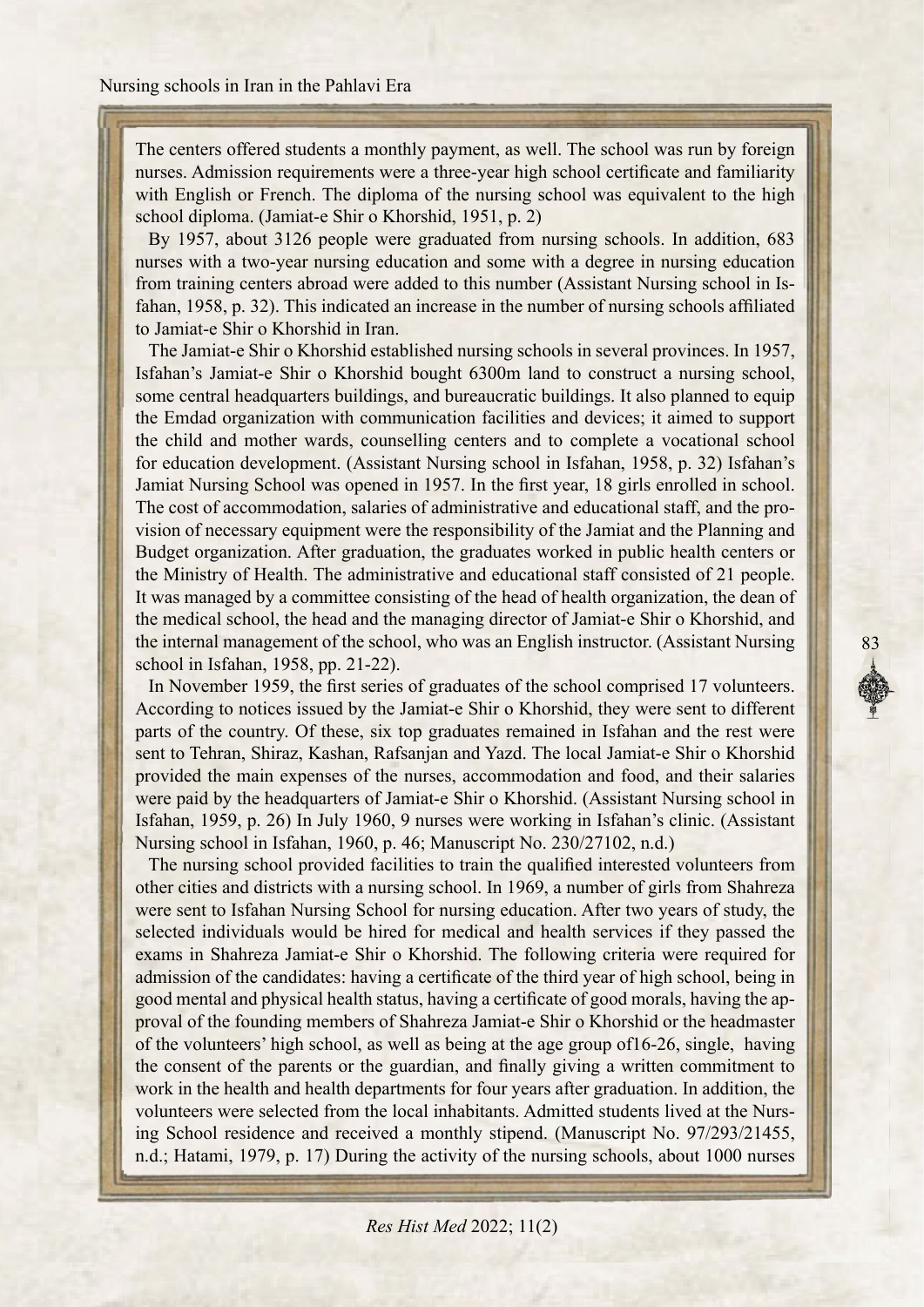The centers offered students a monthly payment, as well. The school was run by foreign nurses. Admission requirements were a three-year high school certificate and familiarity with English or French. The diploma of the nursing school was equivalent to the high school diploma. (Jamiat-e Shir o Khorshid, 1951, p. 2)

By 1957, about 3126 people were graduated from nursing schools. In addition, 683 nurses with a two-year nursing education and some with a degree in nursing education from training centers abroad were added to this number (Assistant Nursing school in Isfahan, 1958, p. 32). This indicated an increase in the number of nursing schools affiliated to Jamiat-e Shir o Khorshid in Iran.

The Jamiat-e Shir o Khorshid established nursing schools in several provinces. In 1957, Isfahan's Jamiat-e Shir o Khorshid bought 6300m land to construct a nursing school, some central headquarters buildings, and bureaucratic buildings. It also planned to equip the Emdad organization with communication facilities and devices; it aimed to support the child and mother wards, counselling centers and to complete a vocational school for education development. (Assistant Nursing school in Isfahan, 1958, p. 32) Isfahan's Jamiat Nursing School was opened in 1957. In the first year, 18 girls enrolled in school. The cost of accommodation, salaries of administrative and educational staff, and the provision of necessary equipment were the responsibility of the Jamiat and the Planning and Budget organization. After graduation, the graduates worked in public health centers or the Ministry of Health. The administrative and educational staff consisted of 21 people. It was managed by a committee consisting of the head of health organization, the dean of the medical school, the head and the managing director of Jamiat-e Shir o Khorshid, and the internal management of the school, who was an English instructor. (Assistant Nursing school in Isfahan, 1958, pp. 21-22).

In November 1959, the first series of graduates of the school comprised 17 volunteers. According to notices issued by the Jamiat-e Shir o Khorshid, they were sent to different parts of the country. Of these, six top graduates remained in Isfahan and the rest were sent to Tehran, Shiraz, Kashan, Rafsanjan and Yazd. The local Jamiat-e Shir o Khorshid provided the main expenses of the nurses, accommodation and food, and their salaries were paid by the headquarters of Jamiat-e Shir o Khorshid. (Assistant Nursing school in Isfahan, 1959, p. 26) In July 1960, 9 nurses were working in Isfahan's clinic. (Assistant Nursing school in Isfahan, 1960, p. 46; Manuscript No. 230/27102, n.d.)

The nursing school provided facilities to train the qualified interested volunteers from other cities and districts with a nursing school. In 1969, a number of girls from Shahreza were sent to Isfahan Nursing School for nursing education. After two years of study, the selected individuals would be hired for medical and health services if they passed the exams in Shahreza Jamiat-e Shir o Khorshid. The following criteria were required for admission of the candidates: having a certificate of the third year of high school, being in good mental and physical health status, having a certificate of good morals, having the approval of the founding members of Shahreza Jamiat-e Shir o Khorshid or the headmaster of the volunteers' high school, as well as being at the age group of16-26, single, having the consent of the parents or the guardian, and finally giving a written commitment to work in the health and health departments for four years after graduation. In addition, the volunteers were selected from the local inhabitants. Admitted students lived at the Nursing School residence and received a monthly stipend. (Manuscript No. 97/293/21455, n.d.; Hatami, 1979, p. 17) During the activity of the nursing schools, about 1000 nurses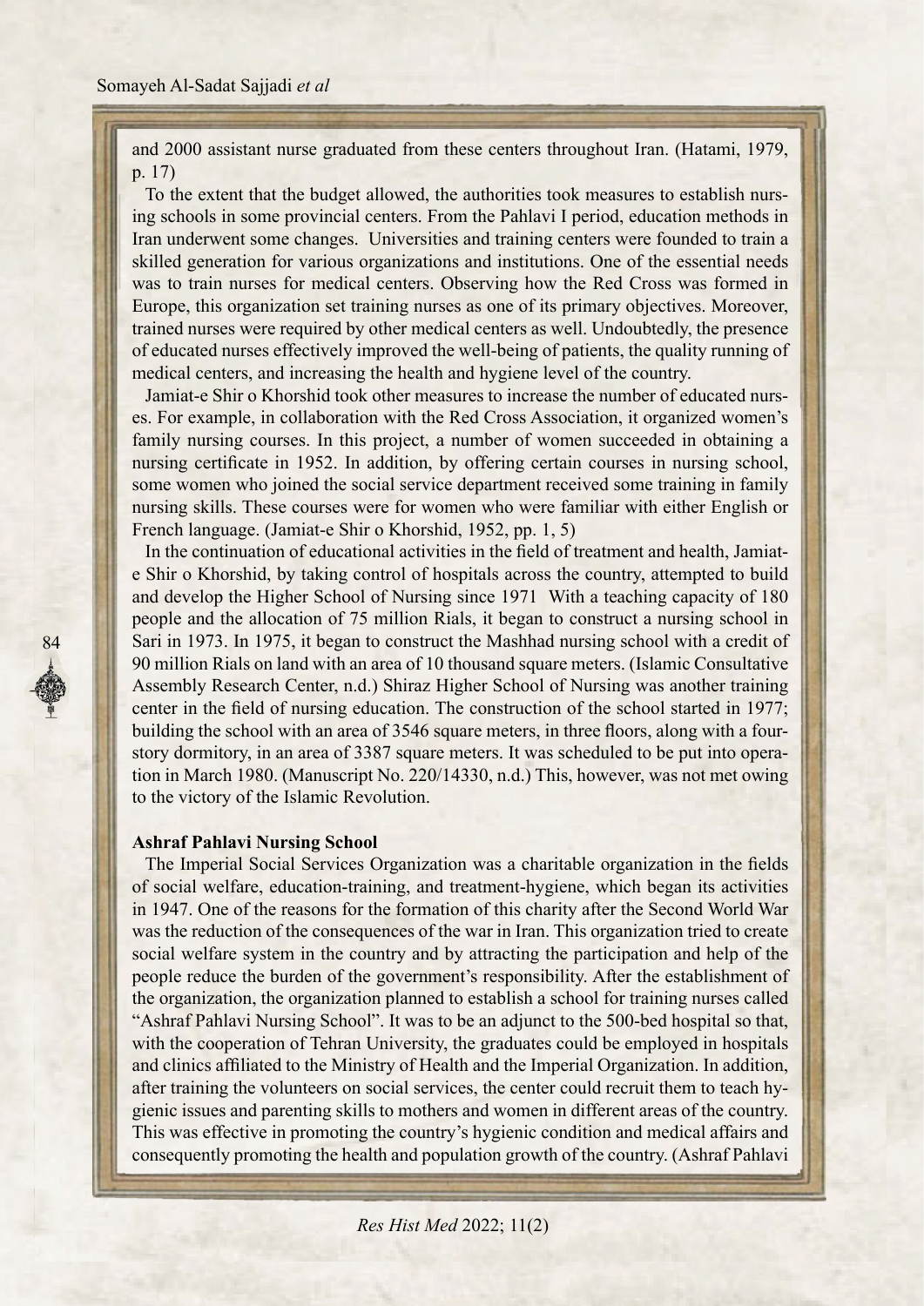and 2000 assistant nurse graduated from these centers throughout Iran. (Hatami, 1979, p. 17)

To the extent that the budget allowed, the authorities took measures to establish nursing schools in some provincial centers. From the Pahlavi I period, education methods in Iran underwent some changes. Universities and training centers were founded to train a skilled generation for various organizations and institutions. One of the essential needs was to train nurses for medical centers. Observing how the Red Cross was formed in Europe, this organization set training nurses as one of its primary objectives. Moreover, trained nurses were required by other medical centers as well. Undoubtedly, the presence of educated nurses effectively improved the well-being of patients, the quality running of medical centers, and increasing the health and hygiene level of the country.

Jamiat-e Shir o Khorshid took other measures to increase the number of educated nurses. For example, in collaboration with the Red Cross Association, it organized women's family nursing courses. In this project, a number of women succeeded in obtaining a nursing certificate in 1952. In addition, by offering certain courses in nursing school, some women who joined the social service department received some training in family nursing skills. These courses were for women who were familiar with either English or French language. (Jamiat-e Shir o Khorshid, 1952, pp. 1, 5)

In the continuation of educational activities in the field of treatment and health, Jamiat-e Shir o Khorshid, by taking control of hospitals across the country, attempted to build and develop the Higher School of Nursing since 1971 With a teaching capacity of 180 people and the allocation of 75 million Rials, it began to construct a nursing school in Sari in 1973. In 1975, it began to construct the Mashhad nursing school with a credit of 90 million Rials on land with an area of 10 thousand square meters. (Islamic Consultative Assembly Research Center, n.d.) Shiraz Higher School of Nursing was another training center in the field of nursing education. The construction of the school started in 1977; building the school with an area of 3546 square meters, in three floors, along with a four-story dormitory, in an area of 3387 square meters. It was scheduled to be put into operation in March 1980. (Manuscript No. 220/14330, n.d.) This, however, was not met owing to the victory of the Islamic Revolution.

### Ashraf Pahlavi Nursing School

The Imperial Social Services Organization was a charitable organization in the fields of social welfare, education-training, and treatment-hygiene, which began its activities in 1947. One of the reasons for the formation of this charity after the Second World War was the reduction of the consequences of the war in Iran. This organization tried to create social welfare system in the country and by attracting the participation and help of the people reduce the burden of the government's responsibility. After the establishment of the organization, the organization planned to establish a school for training nurses called "Ashraf Pahlavi Nursing School". It was to be an adjunct to the 500-bed hospital so that, with the cooperation of Tehran University, the graduates could be employed in hospitals and clinics affiliated to the Ministry of Health and the Imperial Organization. In addition, after training the volunteers on social services, the center could recruit them to teach hygienic issues and parenting skills to mothers and women in different areas of the country. This was effective in promoting the country's hygienic condition and medical affairs and consequently promoting the health and population growth of the country. (Ashraf Pahlavi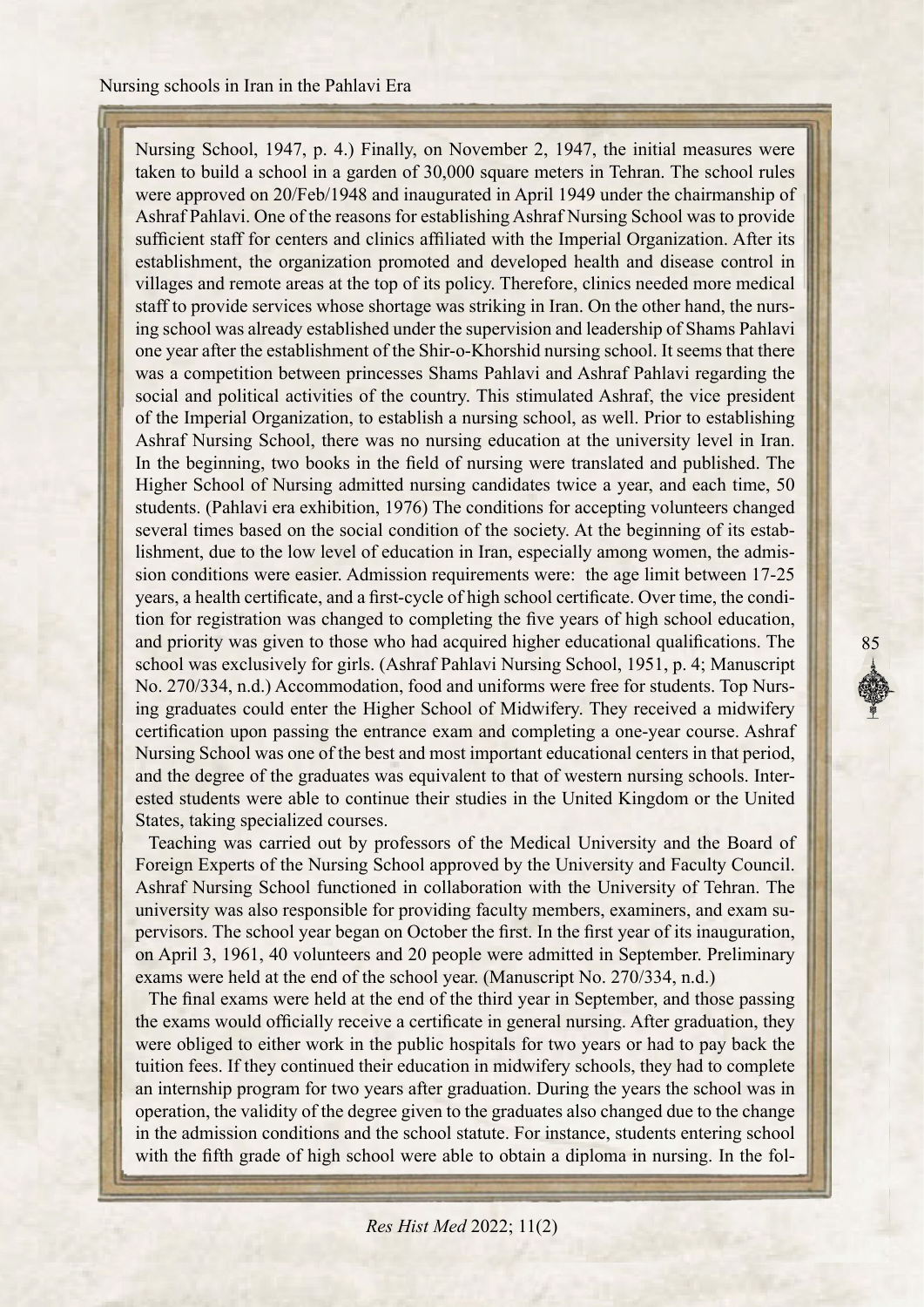Nursing School, 1947, p. 4.) Finally, on November 2, 1947, the initial measures were taken to build a school in a garden of 30,000 square meters in Tehran. The school rules were approved on 20/Feb/1948 and inaugurated in April 1949 under the chairmanship of Ashraf Pahlavi. One of the reasons for establishing Ashraf Nursing School was to provide sufficient staff for centers and clinics affiliated with the Imperial Organization. After its establishment, the organization promoted and developed health and disease control in villages and remote areas at the top of its policy. Therefore, clinics needed more medical staff to provide services whose shortage was striking in Iran. On the other hand, the nursing school was already established under the supervision and leadership of Shams Pahlavi one year after the establishment of the Shir-o-Khorshid nursing school. It seems that there was a competition between princesses Shams Pahlavi and Ashraf Pahlavi regarding the social and political activities of the country. This stimulated Ashraf, the vice president of the Imperial Organization, to establish a nursing school, as well. Prior to establishing Ashraf Nursing School, there was no nursing education at the university level in Iran. In the beginning, two books in the field of nursing were translated and published. The Higher School of Nursing admitted nursing candidates twice a year, and each time, 50 students. (Pahlavi era exhibition, 1976) The conditions for accepting volunteers changed several times based on the social condition of the society. At the beginning of its establishment, due to the low level of education in Iran, especially among women, the admission conditions were easier. Admission requirements were: the age limit between 17-25 years, a health certificate, and a first-cycle of high school certificate. Over time, the condition for registration was changed to completing the five years of high school education, and priority was given to those who had acquired higher educational qualifications. The school was exclusively for girls. (Ashraf Pahlavi Nursing School, 1951, p. 4; Manuscript No. 270/334, n.d.) Accommodation, food and uniforms were free for students. Top Nursing graduates could enter the Higher School of Midwifery. They received a midwifery certification upon passing the entrance exam and completing a one-year course. Ashraf Nursing School was one of the best and most important educational centers in that period, and the degree of the graduates was equivalent to that of western nursing schools. Interested students were able to continue their studies in the United Kingdom or the United States, taking specialized courses.

Teaching was carried out by professors of the Medical University and the Board of Foreign Experts of the Nursing School approved by the University and Faculty Council. Ashraf Nursing School functioned in collaboration with the University of Tehran. The university was also responsible for providing faculty members, examiners, and exam supervisors. The school year began on October the first. In the first year of its inauguration, on April 3, 1961, 40 volunteers and 20 people were admitted in September. Preliminary exams were held at the end of the school year. (Manuscript No. 270/334, n.d.)

The final exams were held at the end of the third year in September, and those passing the exams would officially receive a certificate in general nursing. After graduation, they were obliged to either work in the public hospitals for two years or had to pay back the tuition fees. If they continued their education in midwifery schools, they had to complete an internship program for two years after graduation. During the years the school was in operation, the validity of the degree given to the graduates also changed due to the change in the admission conditions and the school statute. For instance, students entering school with the fifth grade of high school were able to obtain a diploma in nursing. In the fol-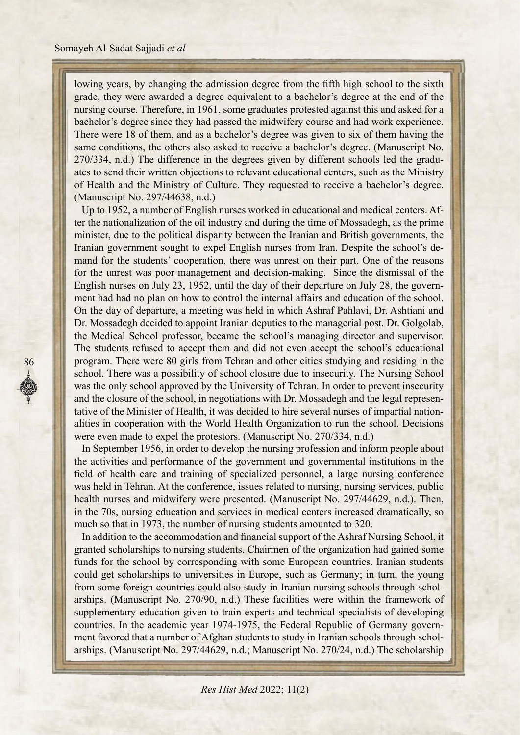lowing years, by changing the admission degree from the fifth high school to the sixth grade, they were awarded a degree equivalent to a bachelor's degree at the end of the nursing course. Therefore, in 1961, some graduates protested against this and asked for a bachelor's degree since they had passed the midwifery course and had work experience. There were 18 of them, and as a bachelor's degree was given to six of them having the same conditions, the others also asked to receive a bachelor's degree. (Manuscript No. 270/334, n.d.) The difference in the degrees given by different schools led the graduates to send their written objections to relevant educational centers, such as the Ministry of Health and the Ministry of Culture. They requested to receive a bachelor's degree. (Manuscript No. 297/44638, n.d.)

Up to 1952, a number of English nurses worked in educational and medical centers. After the nationalization of the oil industry and during the time of Mossadegh, as the prime minister, due to the political disparity between the Iranian and British governments, the Iranian government sought to expel English nurses from Iran. Despite the school's demand for the students' cooperation, there was unrest on their part. One of the reasons for the unrest was poor management and decision-making. Since the dismissal of the English nurses on July 23, 1952, until the day of their departure on July 28, the government had had no plan on how to control the internal affairs and education of the school. On the day of departure, a meeting was held in which Ashraf Pahlavi, Dr. Ashtiani and Dr. Mossadegh decided to appoint Iranian deputies to the managerial post. Dr. Golgolab, the Medical School professor, became the school's managing director and supervisor. The students refused to accept them and did not even accept the school's educational program. There were 80 girls from Tehran and other cities studying and residing in the school. There was a possibility of school closure due to insecurity. The Nursing School was the only school approved by the University of Tehran. In order to prevent insecurity and the closure of the school, in negotiations with Dr. Mossadegh and the legal representative of the Minister of Health, it was decided to hire several nurses of impartial nationalities in cooperation with the World Health Organization to run the school. Decisions were even made to expel the protestors. (Manuscript No. 270/334, n.d.)

In September 1956, in order to develop the nursing profession and inform people about the activities and performance of the government and governmental institutions in the field of health care and training of specialized personnel, a large nursing conference was held in Tehran. At the conference, issues related to nursing, nursing services, public health nurses and midwifery were presented. (Manuscript No. 297/44629, n.d.). Then, in the 70s, nursing education and services in medical centers increased dramatically, so much so that in 1973, the number of nursing students amounted to 320.

In addition to the accommodation and financial support of the Ashraf Nursing School, it granted scholarships to nursing students. Chairmen of the organization had gained some funds for the school by corresponding with some European countries. Iranian students could get scholarships to universities in Europe, such as Germany; in turn, the young from some foreign countries could also study in Iranian nursing schools through scholarships. (Manuscript No. 270/90, n.d.) These facilities were within the framework of supplementary education given to train experts and technical specialists of developing countries. In the academic year 1974-1975, the Federal Republic of Germany government favored that a number of Afghan students to study in Iranian schools through scholarships. (Manuscript No. 297/44629, n.d.; Manuscript No. 270/24, n.d.) The scholarship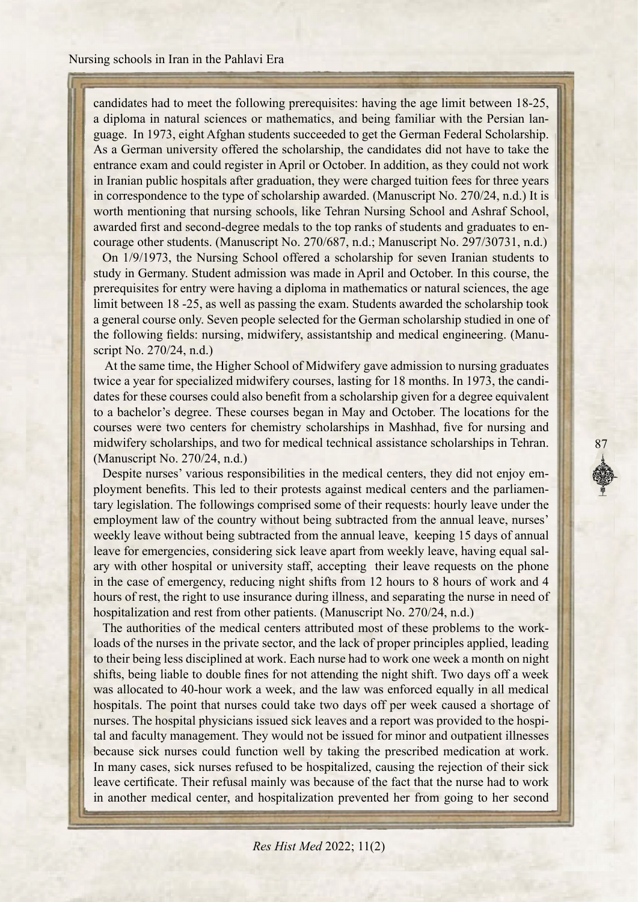candidates had to meet the following prerequisites: having the age limit between 18-25, a diploma in natural sciences or mathematics, and being familiar with the Persian language. In 1973, eight Afghan students succeeded to get the German Federal Scholarship. As a German university offered the scholarship, the candidates did not have to take the entrance exam and could register in April or October. In addition, as they could not work in Iranian public hospitals after graduation, they were charged tuition fees for three years in correspondence to the type of scholarship awarded. (Manuscript No. 270/24, n.d.) It is worth mentioning that nursing schools, like Tehran Nursing School and Ashraf School, awarded first and second-degree medals to the top ranks of students and graduates to encourage other students. (Manuscript No. 270/687, n.d.; Manuscript No. 297/30731, n.d.)

On 1/9/1973, the Nursing School offered a scholarship for seven Iranian students to study in Germany. Student admission was made in April and October. In this course, the prerequisites for entry were having a diploma in mathematics or natural sciences, the age limit between 18 -25, as well as passing the exam. Students awarded the scholarship took a general course only. Seven people selected for the German scholarship studied in one of the following fields: nursing, midwifery, assistantship and medical engineering. (Manuscript No. 270/24, n.d.)

At the same time, the Higher School of Midwifery gave admission to nursing graduates twice a year for specialized midwifery courses, lasting for 18 months. In 1973, the candidates for these courses could also benefit from a scholarship given for a degree equivalent to a bachelor's degree. These courses began in May and October. The locations for the courses were two centers for chemistry scholarships in Mashhad, five for nursing and midwifery scholarships, and two for medical technical assistance scholarships in Tehran. (Manuscript No. 270/24, n.d.)

Despite nurses' various responsibilities in the medical centers, they did not enjoy employment benefits. This led to their protests against medical centers and the parliamentary legislation. The followings comprised some of their requests: hourly leave under the employment law of the country without being subtracted from the annual leave, nurses' weekly leave without being subtracted from the annual leave, keeping 15 days of annual leave for emergencies, considering sick leave apart from weekly leave, having equal salary with other hospital or university staff, accepting their leave requests on the phone in the case of emergency, reducing night shifts from 12 hours to 8 hours of work and 4 hours of rest, the right to use insurance during illness, and separating the nurse in need of hospitalization and rest from other patients. (Manuscript No. 270/24, n.d.)

The authorities of the medical centers attributed most of these problems to the workloads of the nurses in the private sector, and the lack of proper principles applied, leading to their being less disciplined at work. Each nurse had to work one week a month on night shifts, being liable to double fines for not attending the night shift. Two days off a week was allocated to 40-hour work a week, and the law was enforced equally in all medical hospitals. The point that nurses could take two days off per week caused a shortage of nurses. The hospital physicians issued sick leaves and a report was provided to the hospital and faculty management. They would not be issued for minor and outpatient illnesses because sick nurses could function well by taking the prescribed medication at work. In many cases, sick nurses refused to be hospitalized, causing the rejection of their sick leave certificate. Their refusal mainly was because of the fact that the nurse had to work in another medical center, and hospitalization prevented her from going to her second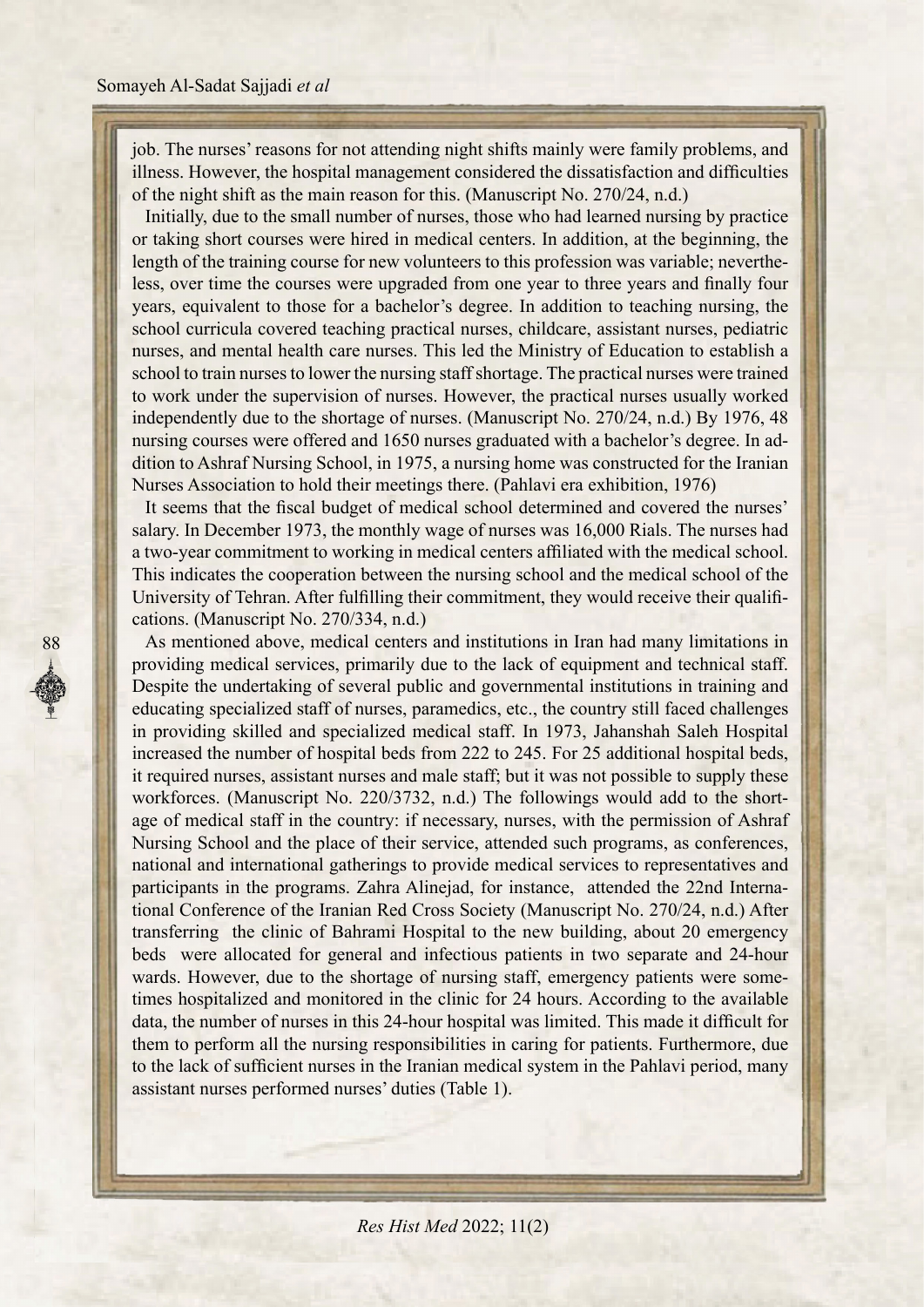job. The nurses' reasons for not attending night shifts mainly were family problems, and illness. However, the hospital management considered the dissatisfaction and difficulties of the night shift as the main reason for this. (Manuscript No. 270/24, n.d.)

Initially, due to the small number of nurses, those who had learned nursing by practice or taking short courses were hired in medical centers. In addition, at the beginning, the length of the training course for new volunteers to this profession was variable; nevertheless, over time the courses were upgraded from one year to three years and finally four years, equivalent to those for a bachelor's degree. In addition to teaching nursing, the school curricula covered teaching practical nurses, childcare, assistant nurses, pediatric nurses, and mental health care nurses. This led the Ministry of Education to establish a school to train nurses to lower the nursing staff shortage. The practical nurses were trained to work under the supervision of nurses. However, the practical nurses usually worked independently due to the shortage of nurses. (Manuscript No. 270/24, n.d.) By 1976, 48 nursing courses were offered and 1650 nurses graduated with a bachelor's degree. In addition to Ashraf Nursing School, in 1975, a nursing home was constructed for the Iranian Nurses Association to hold their meetings there. (Pahlavi era exhibition, 1976)

It seems that the fiscal budget of medical school determined and covered the nurses' salary. In December 1973, the monthly wage of nurses was 16,000 Rials. The nurses had a two-year commitment to working in medical centers affiliated with the medical school. This indicates the cooperation between the nursing school and the medical school of the University of Tehran. After fulfilling their commitment, they would receive their qualifications. (Manuscript No. 270/334, n.d.)

As mentioned above, medical centers and institutions in Iran had many limitations in providing medical services, primarily due to the lack of equipment and technical staff. Despite the undertaking of several public and governmental institutions in training and educating specialized staff of nurses, paramedics, etc., the country still faced challenges in providing skilled and specialized medical staff. In 1973, Jahanshah Saleh Hospital increased the number of hospital beds from 222 to 245. For 25 additional hospital beds, it required nurses, assistant nurses and male staff; but it was not possible to supply these workforces. (Manuscript No. 220/3732, n.d.) The followings would add to the shortage of medical staff in the country: if necessary, nurses, with the permission of Ashraf Nursing School and the place of their service, attended such programs, as conferences, national and international gatherings to provide medical services to representatives and participants in the programs. Zahra Alinejad, for instance, attended the 22nd International Conference of the Iranian Red Cross Society (Manuscript No. 270/24, n.d.) After transferring the clinic of Bahrami Hospital to the new building, about 20 emergency beds were allocated for general and infectious patients in two separate and 24-hour wards. However, due to the shortage of nursing staff, emergency patients were sometimes hospitalized and monitored in the clinic for 24 hours. According to the available data, the number of nurses in this 24-hour hospital was limited. This made it difficult for them to perform all the nursing responsibilities in caring for patients. Furthermore, due to the lack of sufficient nurses in the Iranian medical system in the Pahlavi period, many assistant nurses performed nurses' duties (Table 1).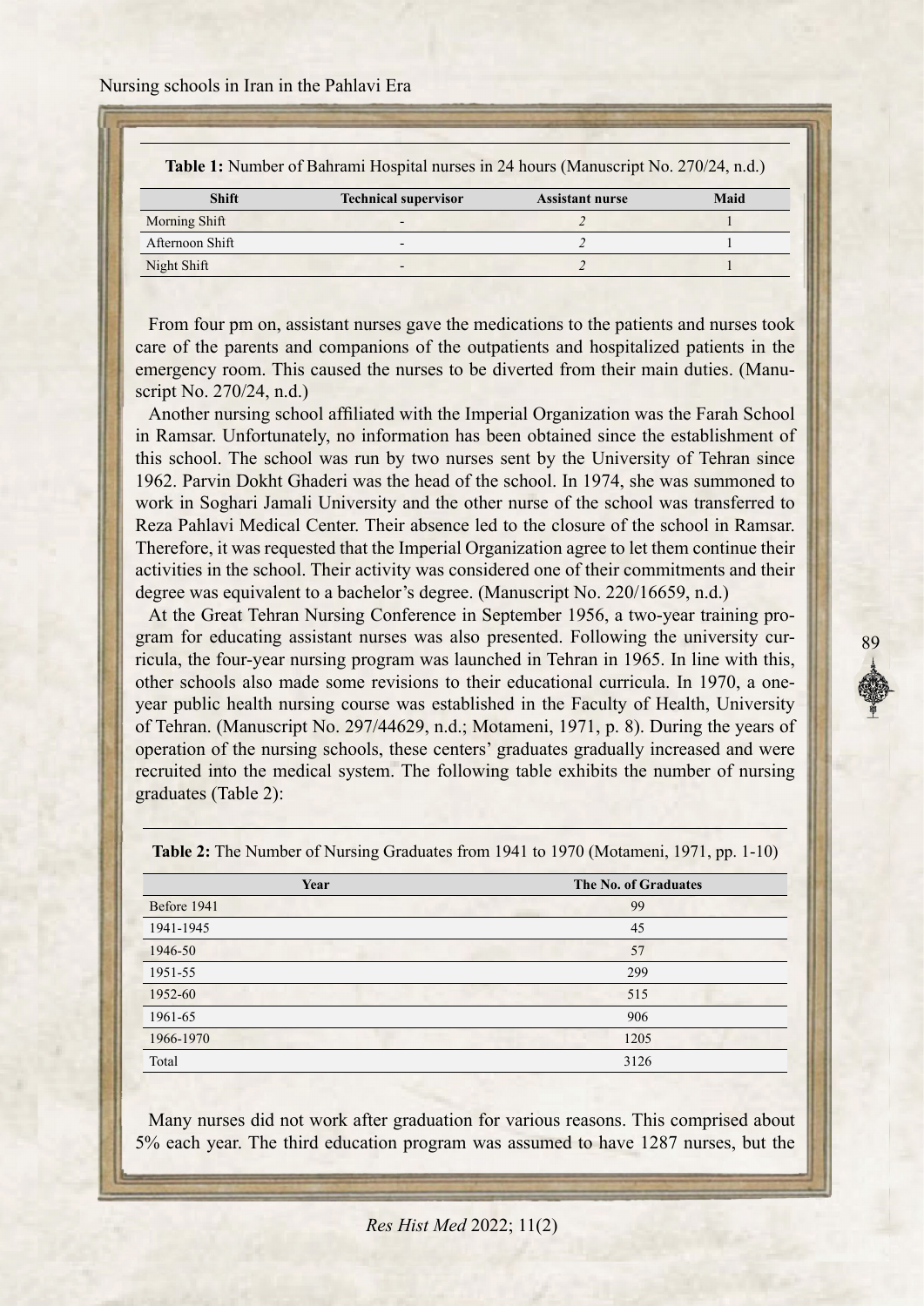**Table 1:** Number of Bahrami Hospital nurses in 24 hours (Manuscript No. 270/24, n.d.)

| Shift | Technical supervisor | Assistant nurse | Maid |
|---|---|---|---|
| Morning Shift | - | *2* | 1 |
| Afternoon Shift | - | *2* | 1 |
| Night Shift | - | *2* | 1 |

From four pm on, assistant nurses gave the medications to the patients and nurses took care of the parents and companions of the outpatients and hospitalized patients in the emergency room. This caused the nurses to be diverted from their main duties. (Manuscript No. 270/24, n.d.)

Another nursing school affiliated with the Imperial Organization was the Farah School in Ramsar. Unfortunately, no information has been obtained since the establishment of this school. The school was run by two nurses sent by the University of Tehran since 1962. Parvin Dokht Ghaderi was the head of the school. In 1974, she was summoned to work in Soghari Jamali University and the other nurse of the school was transferred to Reza Pahlavi Medical Center. Their absence led to the closure of the school in Ramsar. Therefore, it was requested that the Imperial Organization agree to let them continue their activities in the school. Their activity was considered one of their commitments and their degree was equivalent to a bachelor's degree. (Manuscript No. 220/16659, n.d.)

At the Great Tehran Nursing Conference in September 1956, a two-year training program for educating assistant nurses was also presented. Following the university curricula, the four-year nursing program was launched in Tehran in 1965. In line with this, other schools also made some revisions to their educational curricula. In 1970, a one-year public health nursing course was established in the Faculty of Health, University of Tehran. (Manuscript No. 297/44629, n.d.; Motameni, 1971, p. 8). During the years of operation of the nursing schools, these centers' graduates gradually increased and were recruited into the medical system. The following table exhibits the number of nursing graduates (Table 2):

**Table 2:** The Number of Nursing Graduates from 1941 to 1970 (Motameni, 1971, pp. 1-10)

| Year | The No. of Graduates |
|---|---|
| Before 1941 | 99 |
| 1941-1945 | 45 |
| 1946-50 | 57 |
| 1951-55 | 299 |
| 1952-60 | 515 |
| 1961-65 | 906 |
| 1966-1970 | 1205 |
| Total | 3126 |

Many nurses did not work after graduation for various reasons. This comprised about 5% each year. The third education program was assumed to have 1287 nurses, but the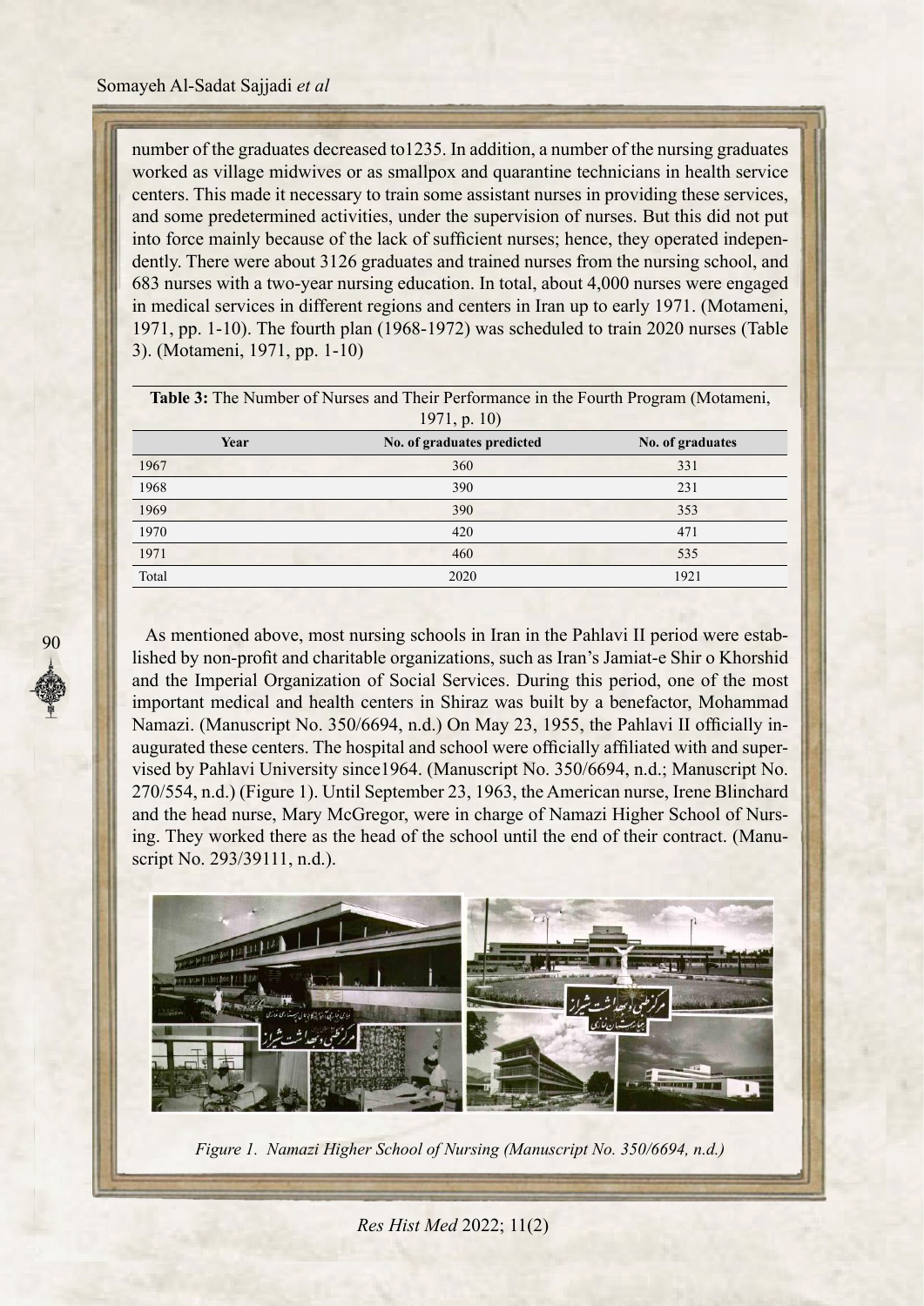number of the graduates decreased to1235. In addition, a number of the nursing graduates worked as village midwives or as smallpox and quarantine technicians in health service centers. This made it necessary to train some assistant nurses in providing these services, and some predetermined activities, under the supervision of nurses. But this did not put into force mainly because of the lack of sufficient nurses; hence, they operated independently. There were about 3126 graduates and trained nurses from the nursing school, and 683 nurses with a two-year nursing education. In total, about 4,000 nurses were engaged in medical services in different regions and centers in Iran up to early 1971. (Motameni, 1971, pp. 1-10). The fourth plan (1968-1972) was scheduled to train 2020 nurses (Table 3). (Motameni, 1971, pp. 1-10)

**Table 3:** The Number of Nurses and Their Performance in the Fourth Program (Motameni, 1971, p. 10)

| Year | No. of graduates predicted | No. of graduates |
|---|---|---|
| 1967 | 360 | 331 |
| 1968 | 390 | 231 |
| 1969 | 390 | 353 |
| 1970 | 420 | 471 |
| 1971 | 460 | 535 |
| Total | 2020 | 1921 |

As mentioned above, most nursing schools in Iran in the Pahlavi II period were established by non-profit and charitable organizations, such as Iran's Jamiat-e Shir o Khorshid and the Imperial Organization of Social Services. During this period, one of the most important medical and health centers in Shiraz was built by a benefactor, Mohammad Namazi. (Manuscript No. 350/6694, n.d.) On May 23, 1955, the Pahlavi II officially inaugurated these centers. The hospital and school were officially affiliated with and supervised by Pahlavi University since1964. (Manuscript No. 350/6694, n.d.; Manuscript No. 270/554, n.d.) (Figure 1). Until September 23, 1963, the American nurse, Irene Blinchard and the head nurse, Mary McGregor, were in charge of Namazi Higher School of Nursing. They worked there as the head of the school until the end of their contract. (Manuscript No. 293/39111, n.d.).

*Figure 1. Namazi Higher School of Nursing (Manuscript No. 350/6694, n.d.)*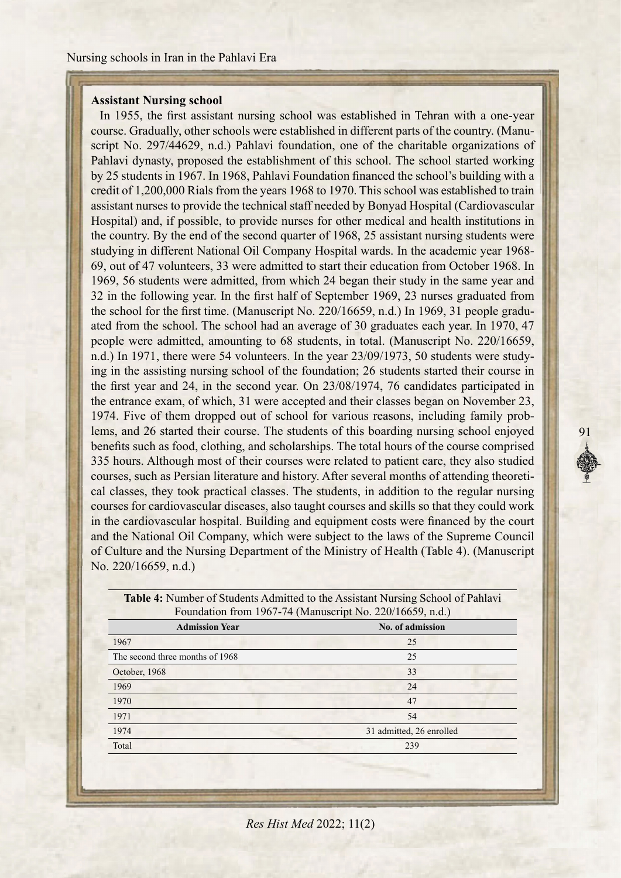## Assistant Nursing school

In 1955, the first assistant nursing school was established in Tehran with a one-year course. Gradually, other schools were established in different parts of the country. (Manuscript No. 297/44629, n.d.) Pahlavi foundation, one of the charitable organizations of Pahlavi dynasty, proposed the establishment of this school. The school started working by 25 students in 1967. In 1968, Pahlavi Foundation financed the school's building with a credit of 1,200,000 Rials from the years 1968 to 1970. This school was established to train assistant nurses to provide the technical staff needed by Bonyad Hospital (Cardiovascular Hospital) and, if possible, to provide nurses for other medical and health institutions in the country. By the end of the second quarter of 1968, 25 assistant nursing students were studying in different National Oil Company Hospital wards. In the academic year 1968-69, out of 47 volunteers, 33 were admitted to start their education from October 1968. In 1969, 56 students were admitted, from which 24 began their study in the same year and 32 in the following year. In the first half of September 1969, 23 nurses graduated from the school for the first time. (Manuscript No. 220/16659, n.d.) In 1969, 31 people graduated from the school. The school had an average of 30 graduates each year. In 1970, 47 people were admitted, amounting to 68 students, in total. (Manuscript No. 220/16659, n.d.) In 1971, there were 54 volunteers. In the year 23/09/1973, 50 students were studying in the assisting nursing school of the foundation; 26 students started their course in the first year and 24, in the second year. On 23/08/1974, 76 candidates participated in the entrance exam, of which, 31 were accepted and their classes began on November 23, 1974. Five of them dropped out of school for various reasons, including family problems, and 26 started their course. The students of this boarding nursing school enjoyed benefits such as food, clothing, and scholarships. The total hours of the course comprised 335 hours. Although most of their courses were related to patient care, they also studied courses, such as Persian literature and history. After several months of attending theoretical classes, they took practical classes. The students, in addition to the regular nursing courses for cardiovascular diseases, also taught courses and skills so that they could work in the cardiovascular hospital. Building and equipment costs were financed by the court and the National Oil Company, which were subject to the laws of the Supreme Council of Culture and the Nursing Department of the Ministry of Health (Table 4). (Manuscript No. 220/16659, n.d.)

**Table 4:** Number of Students Admitted to the Assistant Nursing School of Pahlavi Foundation from 1967-74 (Manuscript No. 220/16659, n.d.)

| Admission Year | No. of admission |
|---|---|
| 1967 | 25 |
| The second three months of 1968 | 25 |
| October, 1968 | 33 |
| 1969 | 24 |
| 1970 | 47 |
| 1971 | 54 |
| 1974 | 31 admitted, 26 enrolled |
| Total | 239 |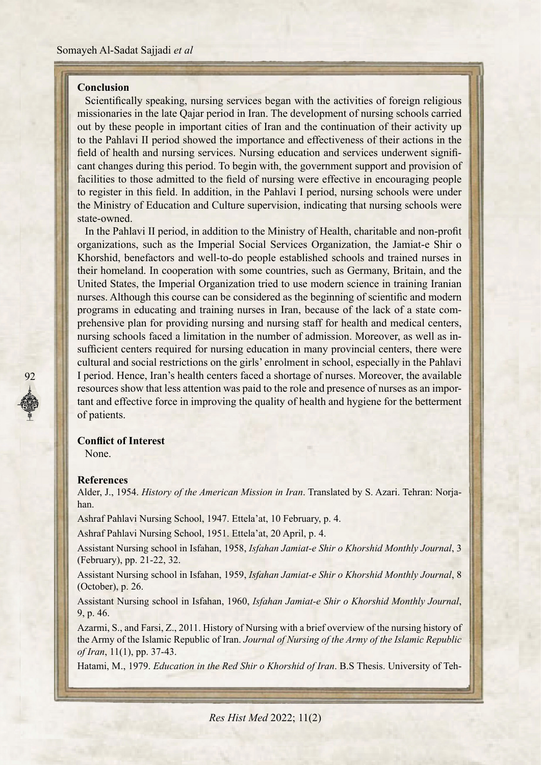### Conclusion

Scientifically speaking, nursing services began with the activities of foreign religious missionaries in the late Qajar period in Iran. The development of nursing schools carried out by these people in important cities of Iran and the continuation of their activity up to the Pahlavi II period showed the importance and effectiveness of their actions in the field of health and nursing services. Nursing education and services underwent significant changes during this period. To begin with, the government support and provision of facilities to those admitted to the field of nursing were effective in encouraging people to register in this field. In addition, in the Pahlavi I period, nursing schools were under the Ministry of Education and Culture supervision, indicating that nursing schools were state-owned.

In the Pahlavi II period, in addition to the Ministry of Health, charitable and non-profit organizations, such as the Imperial Social Services Organization, the Jamiat-e Shir o Khorshid, benefactors and well-to-do people established schools and trained nurses in their homeland. In cooperation with some countries, such as Germany, Britain, and the United States, the Imperial Organization tried to use modern science in training Iranian nurses. Although this course can be considered as the beginning of scientific and modern programs in educating and training nurses in Iran, because of the lack of a state comprehensive plan for providing nursing and nursing staff for health and medical centers, nursing schools faced a limitation in the number of admission. Moreover, as well as insufficient centers required for nursing education in many provincial centers, there were cultural and social restrictions on the girls' enrolment in school, especially in the Pahlavi I period. Hence, Iran's health centers faced a shortage of nurses. Moreover, the available resources show that less attention was paid to the role and presence of nurses as an important and effective force in improving the quality of health and hygiene for the betterment of patients.

### Conflict of Interest

None.

### References

Alder, J., 1954. *History of the American Mission in Iran*. Translated by S. Azari. Tehran: Norjahan.

Ashraf Pahlavi Nursing School, 1947. Ettela'at, 10 February, p. 4.

Ashraf Pahlavi Nursing School, 1951. Ettela'at, 20 April, p. 4.

Assistant Nursing school in Isfahan, 1958, *Isfahan Jamiat-e Shir o Khorshid Monthly Journal*, 3 (February), pp. 21-22, 32.

Assistant Nursing school in Isfahan, 1959, *Isfahan Jamiat-e Shir o Khorshid Monthly Journal*, 8 (October), p. 26.

Assistant Nursing school in Isfahan, 1960, *Isfahan Jamiat-e Shir o Khorshid Monthly Journal*, 9, p. 46.

Azarmi, S., and Farsi, Z., 2011. History of Nursing with a brief overview of the nursing history of the Army of the Islamic Republic of Iran. *Journal of Nursing of the Army of the Islamic Republic of Iran*, 11(1), pp. 37-43.

Hatami, M., 1979. *Education in the Red Shir o Khorshid of Iran*. B.S Thesis. University of Teh-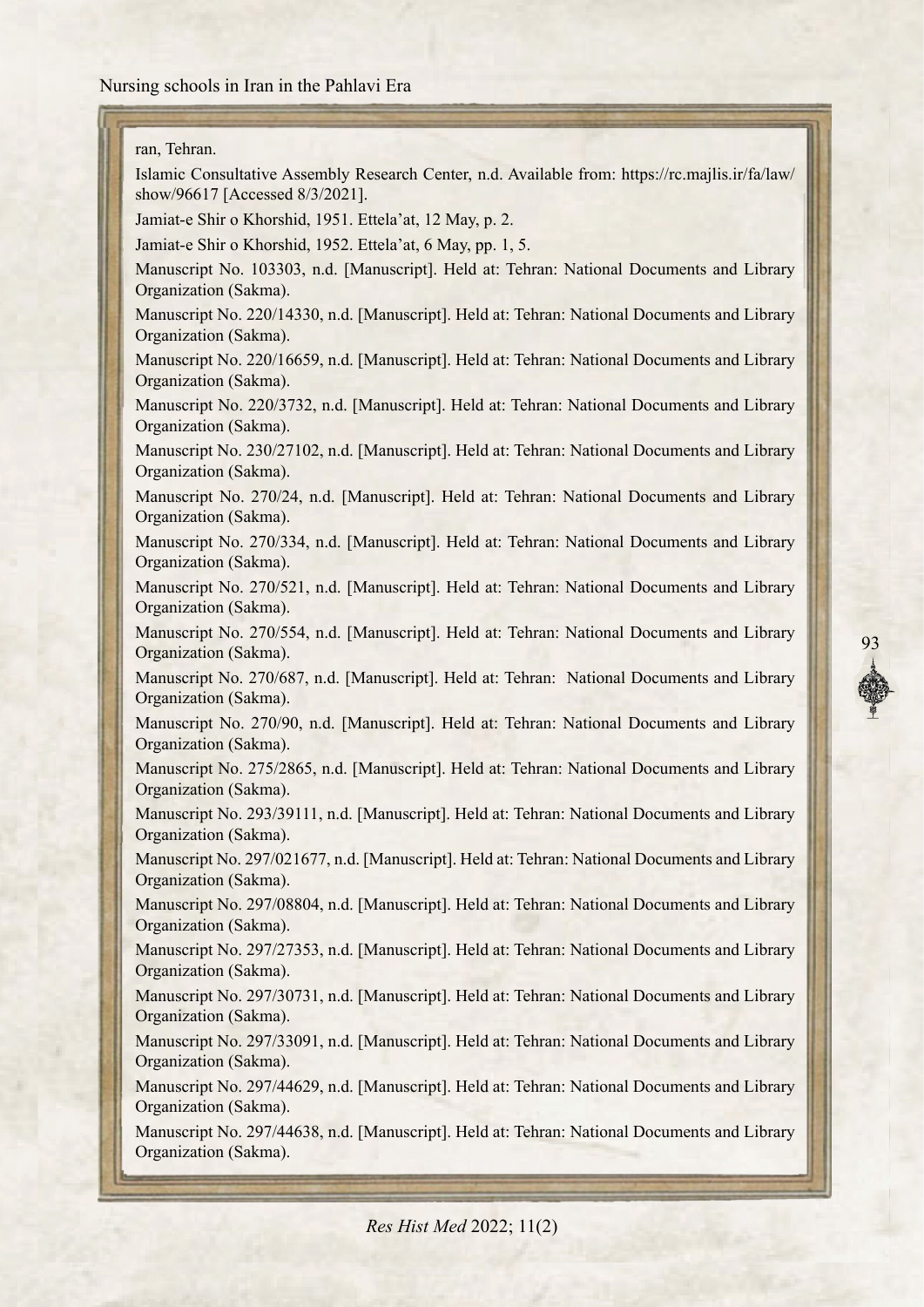ran, Tehran.

Islamic Consultative Assembly Research Center, n.d. Available from: https://rc.majlis.ir/fa/law/show/96617 [Accessed 8/3/2021].

Jamiat-e Shir o Khorshid, 1951. Ettela'at, 12 May, p. 2.

Jamiat-e Shir o Khorshid, 1952. Ettela'at, 6 May, pp. 1, 5.

Manuscript No. 103303, n.d. [Manuscript]. Held at: Tehran: National Documents and Library Organization (Sakma).

Manuscript No. 220/14330, n.d. [Manuscript]. Held at: Tehran: National Documents and Library Organization (Sakma).

Manuscript No. 220/16659, n.d. [Manuscript]. Held at: Tehran: National Documents and Library Organization (Sakma).

Manuscript No. 220/3732, n.d. [Manuscript]. Held at: Tehran: National Documents and Library Organization (Sakma).

Manuscript No. 230/27102, n.d. [Manuscript]. Held at: Tehran: National Documents and Library Organization (Sakma).

Manuscript No. 270/24, n.d. [Manuscript]. Held at: Tehran: National Documents and Library Organization (Sakma).

Manuscript No. 270/334, n.d. [Manuscript]. Held at: Tehran: National Documents and Library Organization (Sakma).

Manuscript No. 270/521, n.d. [Manuscript]. Held at: Tehran: National Documents and Library Organization (Sakma).

Manuscript No. 270/554, n.d. [Manuscript]. Held at: Tehran: National Documents and Library Organization (Sakma).

Manuscript No. 270/687, n.d. [Manuscript]. Held at: Tehran: National Documents and Library Organization (Sakma).

Manuscript No. 270/90, n.d. [Manuscript]. Held at: Tehran: National Documents and Library Organization (Sakma).

Manuscript No. 275/2865, n.d. [Manuscript]. Held at: Tehran: National Documents and Library Organization (Sakma).

Manuscript No. 293/39111, n.d. [Manuscript]. Held at: Tehran: National Documents and Library Organization (Sakma).

Manuscript No. 297/021677, n.d. [Manuscript]. Held at: Tehran: National Documents and Library Organization (Sakma).

Manuscript No. 297/08804, n.d. [Manuscript]. Held at: Tehran: National Documents and Library Organization (Sakma).

Manuscript No. 297/27353, n.d. [Manuscript]. Held at: Tehran: National Documents and Library Organization (Sakma).

Manuscript No. 297/30731, n.d. [Manuscript]. Held at: Tehran: National Documents and Library Organization (Sakma).

Manuscript No. 297/33091, n.d. [Manuscript]. Held at: Tehran: National Documents and Library Organization (Sakma).

Manuscript No. 297/44629, n.d. [Manuscript]. Held at: Tehran: National Documents and Library Organization (Sakma).

Manuscript No. 297/44638, n.d. [Manuscript]. Held at: Tehran: National Documents and Library Organization (Sakma).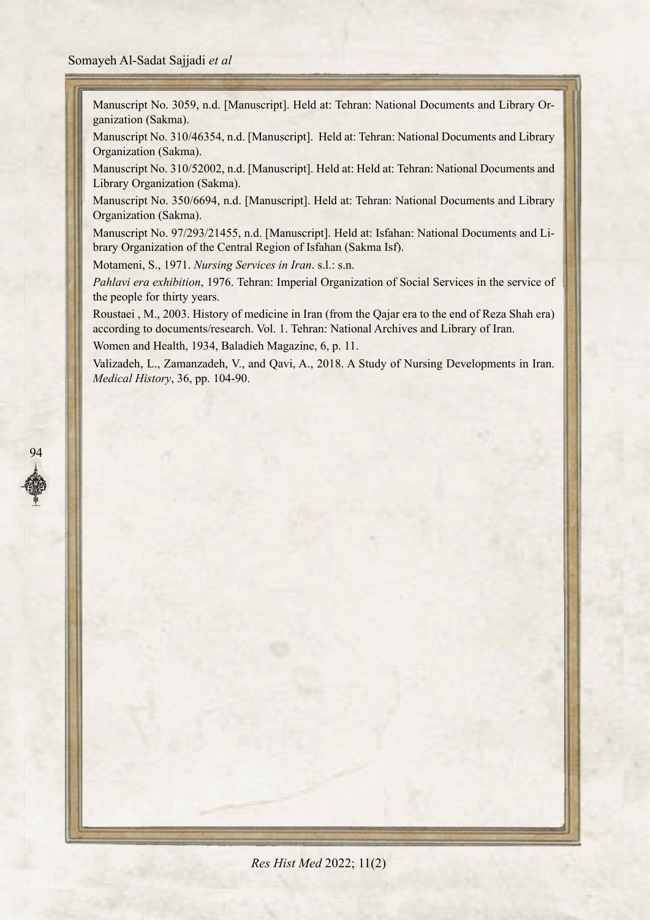Manuscript No. 3059, n.d. [Manuscript]. Held at: Tehran: National Documents and Library Organization (Sakma).

Manuscript No. 310/46354, n.d. [Manuscript]. Held at: Tehran: National Documents and Library Organization (Sakma).

Manuscript No. 310/52002, n.d. [Manuscript]. Held at: Held at: Tehran: National Documents and Library Organization (Sakma).

Manuscript No. 350/6694, n.d. [Manuscript]. Held at: Tehran: National Documents and Library Organization (Sakma).

Manuscript No. 97/293/21455, n.d. [Manuscript]. Held at: Isfahan: National Documents and Library Organization of the Central Region of Isfahan (Sakma Isf).

Motameni, S., 1971. *Nursing Services in Iran*. s.l.: s.n.

*Pahlavi era exhibition*, 1976. Tehran: Imperial Organization of Social Services in the service of the people for thirty years.

Roustaei , M., 2003. History of medicine in Iran (from the Qajar era to the end of Reza Shah era) according to documents/research. Vol. 1. Tehran: National Archives and Library of Iran.

Women and Health, 1934, Baladieh Magazine, 6, p. 11.

Valizadeh, L., Zamanzadeh, V., and Qavi, A., 2018. A Study of Nursing Developments in Iran. *Medical History*, 36, pp. 104-90.